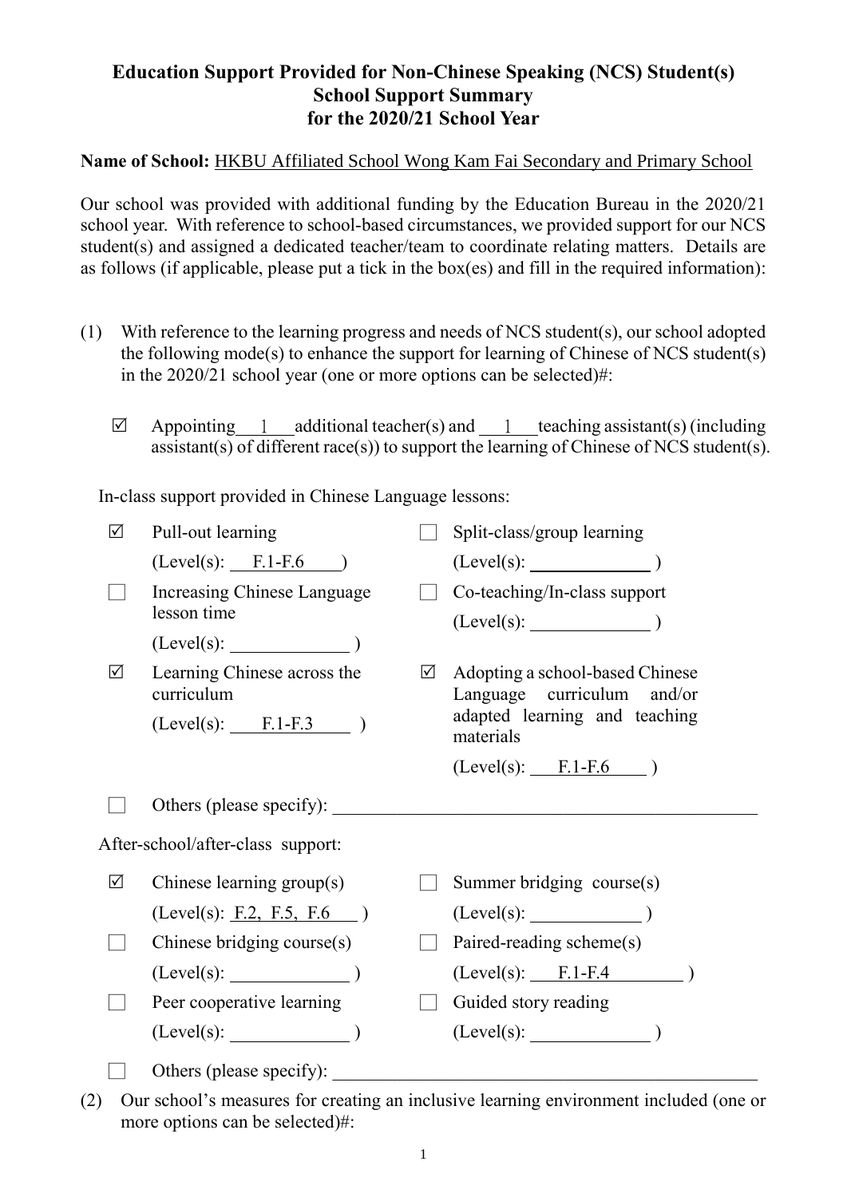# Education Support Provided for Non-Chinese Speaking (NCS) Student(s)
## School Support Summary
## for the 2020/21 School Year

**Name of School:** HKBU Affiliated School Wong Kam Fai Secondary and Primary School

Our school was provided with additional funding by the Education Bureau in the 2020/21 school year. With reference to school-based circumstances, we provided support for our NCS student(s) and assigned a dedicated teacher/team to coordinate relating matters. Details are as follows (if applicable, please put a tick in the box(es) and fill in the required information):

(1) With reference to the learning progress and needs of NCS student(s), our school adopted the following mode(s) to enhance the support for learning of Chinese of NCS student(s) in the 2020/21 school year (one or more options can be selected)#:

☑ Appointing 1 additional teacher(s) and 1 teaching assistant(s) (including assistant(s) of different race(s)) to support the learning of Chinese of NCS student(s).

In-class support provided in Chinese Language lessons:

- ☑ Pull-out learning (Level(s): F.1-F.6)
- ☐ Split-class/group learning (Level(s): \_\_\_\_\_\_\_\_)
- ☐ Increasing Chinese Language lesson time (Level(s): \_\_\_\_\_\_\_\_)
- ☐ Co-teaching/In-class support (Level(s): \_\_\_\_\_\_\_\_)
- ☑ Learning Chinese across the curriculum (Level(s): F.1-F.3)
- ☑ Adopting a school-based Chinese Language curriculum and/or adapted learning and teaching materials (Level(s): F.1-F.6)
- ☐ Others (please specify): \_\_\_\_\_\_\_\_

After-school/after-class support:

- ☑ Chinese learning group(s) (Level(s): F.2, F.5, F.6)
- ☐ Summer bridging course(s) (Level(s): \_\_\_\_\_\_\_\_)
- ☐ Chinese bridging course(s) (Level(s): \_\_\_\_\_\_\_\_)
- ☐ Paired-reading scheme(s) (Level(s): F.1-F.4)
- ☐ Peer cooperative learning (Level(s): \_\_\_\_\_\_\_\_)
- ☐ Guided story reading (Level(s): \_\_\_\_\_\_\_\_)
- ☐ Others (please specify): \_\_\_\_\_\_\_\_

(2) Our school's measures for creating an inclusive learning environment included (one or more options can be selected)#: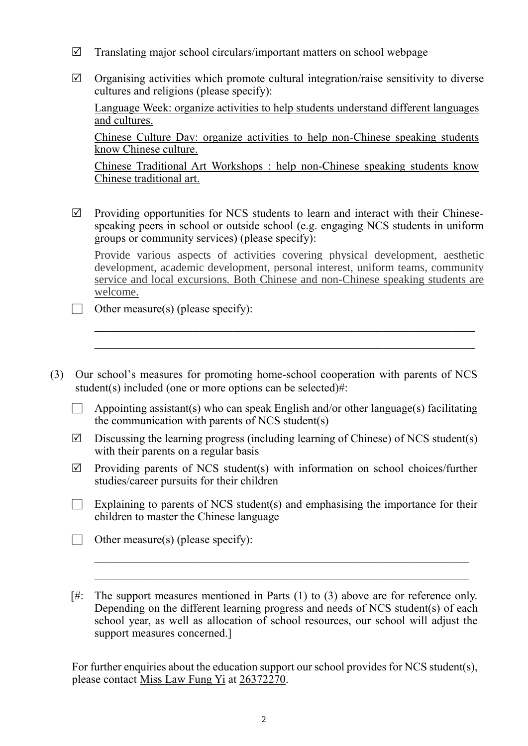- ☑ Translating major school circulars/important matters on school webpage

- ☑ Organising activities which promote cultural integration/raise sensitivity to diverse cultures and religions (please specify):

  Language Week: organize activities to help students understand different languages and cultures.

  Chinese Culture Day: organize activities to help non-Chinese speaking students know Chinese culture.

  Chinese Traditional Art Workshops : help non-Chinese speaking students know Chinese traditional art.

- ☑ Providing opportunities for NCS students to learn and interact with their Chinese-speaking peers in school or outside school (e.g. engaging NCS students in uniform groups or community services) (please specify):

  Provide various aspects of activities covering physical development, aesthetic development, academic development, personal interest, uniform teams, community service and local excursions. Both Chinese and non-Chinese speaking students are welcome.

- ☐ Other measure(s) (please specify):

  \_\_\_\_\_\_\_\_\_\_\_\_\_\_\_\_\_\_\_\_\_\_\_\_\_\_\_\_\_\_\_\_\_\_\_\_\_\_\_\_\_\_\_\_\_\_\_\_

  \_\_\_\_\_\_\_\_\_\_\_\_\_\_\_\_\_\_\_\_\_\_\_\_\_\_\_\_\_\_\_\_\_\_\_\_\_\_\_\_\_\_\_\_\_\_\_\_

(3) Our school's measures for promoting home-school cooperation with parents of NCS student(s) included (one or more options can be selected)#:

- ☐ Appointing assistant(s) who can speak English and/or other language(s) facilitating the communication with parents of NCS student(s)

- ☑ Discussing the learning progress (including learning of Chinese) of NCS student(s) with their parents on a regular basis

- ☑ Providing parents of NCS student(s) with information on school choices/further studies/career pursuits for their children

- ☐ Explaining to parents of NCS student(s) and emphasising the importance for their children to master the Chinese language

- ☐ Other measure(s) (please specify):

  \_\_\_\_\_\_\_\_\_\_\_\_\_\_\_\_\_\_\_\_\_\_\_\_\_\_\_\_\_\_\_\_\_\_\_\_\_\_\_\_\_\_\_\_\_\_\_\_

  \_\_\_\_\_\_\_\_\_\_\_\_\_\_\_\_\_\_\_\_\_\_\_\_\_\_\_\_\_\_\_\_\_\_\_\_\_\_\_\_\_\_\_\_\_\_\_\_

[#: The support measures mentioned in Parts (1) to (3) above are for reference only. Depending on the different learning progress and needs of NCS student(s) of each school year, as well as allocation of school resources, our school will adjust the support measures concerned.]

For further enquiries about the education support our school provides for NCS student(s), please contact Miss Law Fung Yi at 26372270.